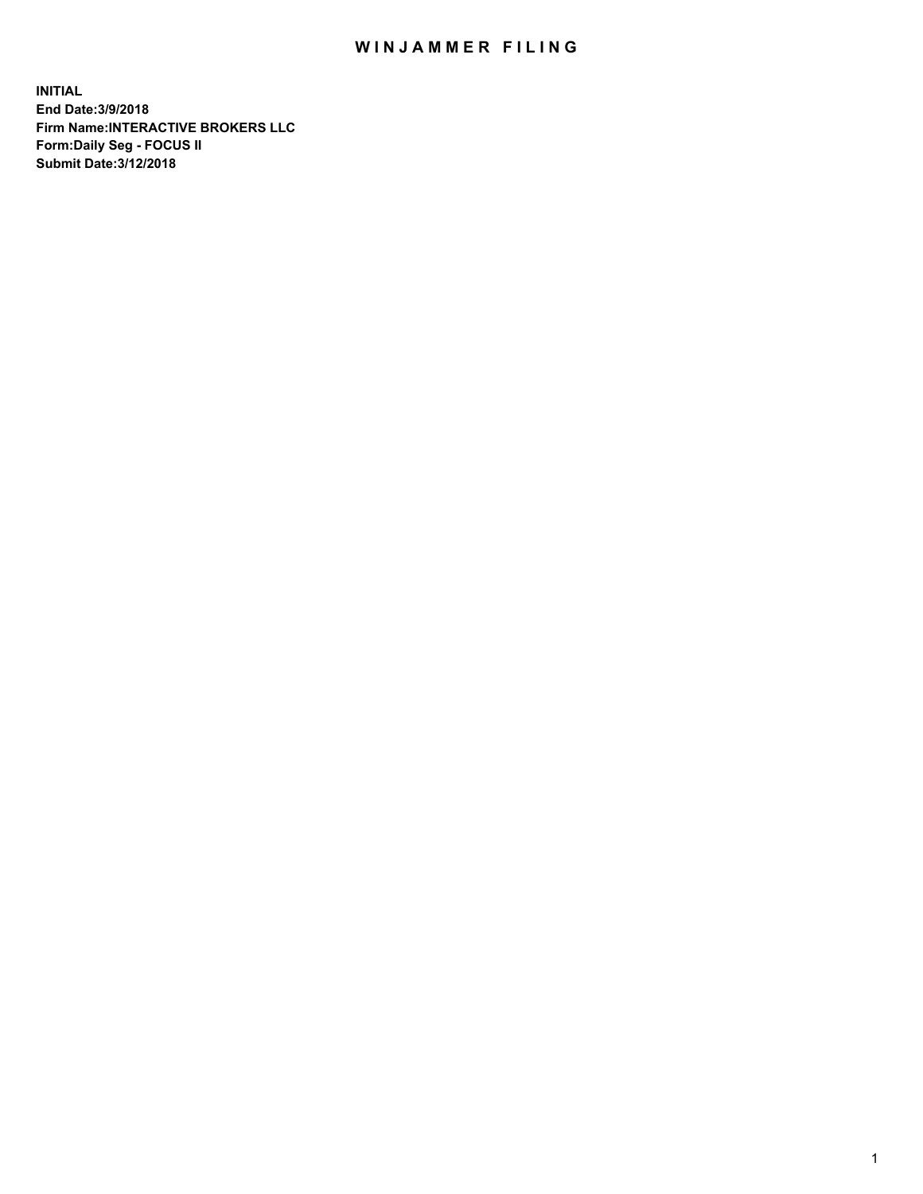# WINJAMMER FILING

**INITIAL**
**End Date:3/9/2018**
**Firm Name:INTERACTIVE BROKERS LLC**
**Form:Daily Seg - FOCUS II**
**Submit Date:3/12/2018**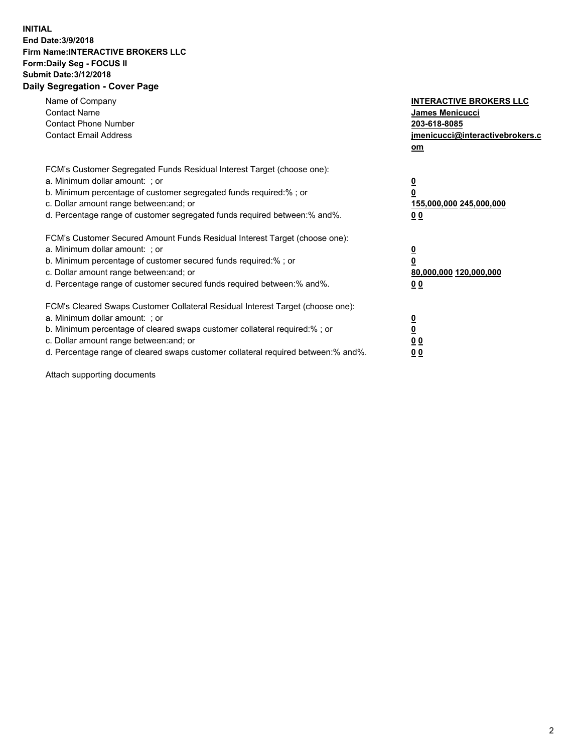**INITIAL**
**End Date:3/9/2018**
**Firm Name:INTERACTIVE BROKERS LLC**
**Form:Daily Seg - FOCUS II**
**Submit Date:3/12/2018**

## Daily Segregation - Cover Page

| | |
|---|---|
| Name of Company | **INTERACTIVE BROKERS LLC** |
| Contact Name | **James Menicucci** |
| Contact Phone Number | **203-618-8085** |
| Contact Email Address | **jmenicucci@interactivebrokers.com** |

FCM's Customer Segregated Funds Residual Interest Target (choose one):

| | |
|---|---|
| a. Minimum dollar amount: ; or | **0** |
| b. Minimum percentage of customer segregated funds required:% ; or | **0** |
| c. Dollar amount range between:and; or | **155,000,000 245,000,000** |
| d. Percentage range of customer segregated funds required between:% and%. | **0 0** |

FCM's Customer Secured Amount Funds Residual Interest Target (choose one):

| | |
|---|---|
| a. Minimum dollar amount: ; or | **0** |
| b. Minimum percentage of customer secured funds required:% ; or | **0** |
| c. Dollar amount range between:and; or | **80,000,000 120,000,000** |
| d. Percentage range of customer secured funds required between:% and%. | **0 0** |

FCM's Cleared Swaps Customer Collateral Residual Interest Target (choose one):

| | |
|---|---|
| a. Minimum dollar amount: ; or | **0** |
| b. Minimum percentage of cleared swaps customer collateral required:% ; or | **0** |
| c. Dollar amount range between:and; or | **0 0** |
| d. Percentage range of cleared swaps customer collateral required between:% and%. | **0 0** |

Attach supporting documents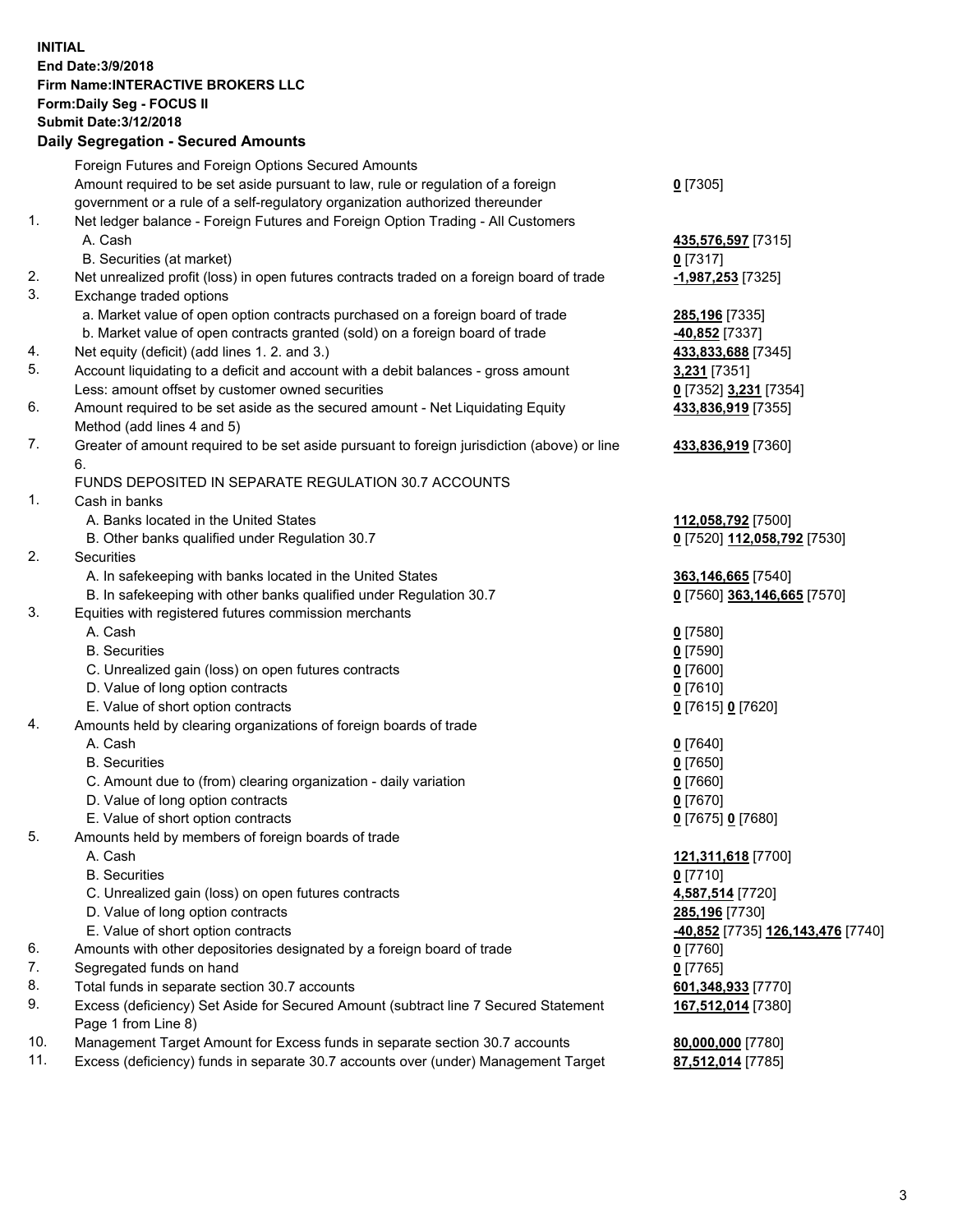**INITIAL**
**End Date:3/9/2018**
**Firm Name:INTERACTIVE BROKERS LLC**
**Form:Daily Seg - FOCUS II**
**Submit Date:3/12/2018**

## Daily Segregation - Secured Amounts

| | | |
|---|---|---|
| | Foreign Futures and Foreign Options Secured Amounts | |
| | Amount required to be set aside pursuant to law, rule or regulation of a foreign government or a rule of a self-regulatory organization authorized thereunder | **0** [7305] |
| 1. | Net ledger balance - Foreign Futures and Foreign Option Trading - All Customers | |
| | A. Cash | **435,576,597** [7315] |
| | B. Securities (at market) | **0** [7317] |
| 2. | Net unrealized profit (loss) in open futures contracts traded on a foreign board of trade | **-1,987,253** [7325] |
| 3. | Exchange traded options | |
| | a. Market value of open option contracts purchased on a foreign board of trade | **285,196** [7335] |
| | b. Market value of open contracts granted (sold) on a foreign board of trade | **-40,852** [7337] |
| 4. | Net equity (deficit) (add lines 1. 2. and 3.) | **433,833,688** [7345] |
| 5. | Account liquidating to a deficit and account with a debit balances - gross amount | **3,231** [7351] |
| | Less: amount offset by customer owned securities | **0** [7352] **3,231** [7354] |
| 6. | Amount required to be set aside as the secured amount - Net Liquidating Equity Method (add lines 4 and 5) | **433,836,919** [7355] |
| 7. | Greater of amount required to be set aside pursuant to foreign jurisdiction (above) or line 6. | **433,836,919** [7360] |
| | FUNDS DEPOSITED IN SEPARATE REGULATION 30.7 ACCOUNTS | |
| 1. | Cash in banks | |
| | A. Banks located in the United States | **112,058,792** [7500] |
| | B. Other banks qualified under Regulation 30.7 | **0** [7520] **112,058,792** [7530] |
| 2. | Securities | |
| | A. In safekeeping with banks located in the United States | **363,146,665** [7540] |
| | B. In safekeeping with other banks qualified under Regulation 30.7 | **0** [7560] **363,146,665** [7570] |
| 3. | Equities with registered futures commission merchants | |
| | A. Cash | **0** [7580] |
| | B. Securities | **0** [7590] |
| | C. Unrealized gain (loss) on open futures contracts | **0** [7600] |
| | D. Value of long option contracts | **0** [7610] |
| | E. Value of short option contracts | **0** [7615] **0** [7620] |
| 4. | Amounts held by clearing organizations of foreign boards of trade | |
| | A. Cash | **0** [7640] |
| | B. Securities | **0** [7650] |
| | C. Amount due to (from) clearing organization - daily variation | **0** [7660] |
| | D. Value of long option contracts | **0** [7670] |
| | E. Value of short option contracts | **0** [7675] **0** [7680] |
| 5. | Amounts held by members of foreign boards of trade | |
| | A. Cash | **121,311,618** [7700] |
| | B. Securities | **0** [7710] |
| | C. Unrealized gain (loss) on open futures contracts | **4,587,514** [7720] |
| | D. Value of long option contracts | **285,196** [7730] |
| | E. Value of short option contracts | **-40,852** [7735] **126,143,476** [7740] |
| 6. | Amounts with other depositories designated by a foreign board of trade | **0** [7760] |
| 7. | Segregated funds on hand | **0** [7765] |
| 8. | Total funds in separate section 30.7 accounts | **601,348,933** [7770] |
| 9. | Excess (deficiency) Set Aside for Secured Amount (subtract line 7 Secured Statement Page 1 from Line 8) | **167,512,014** [7380] |
| 10. | Management Target Amount for Excess funds in separate section 30.7 accounts | **80,000,000** [7780] |
| 11. | Excess (deficiency) funds in separate 30.7 accounts over (under) Management Target | **87,512,014** [7785] |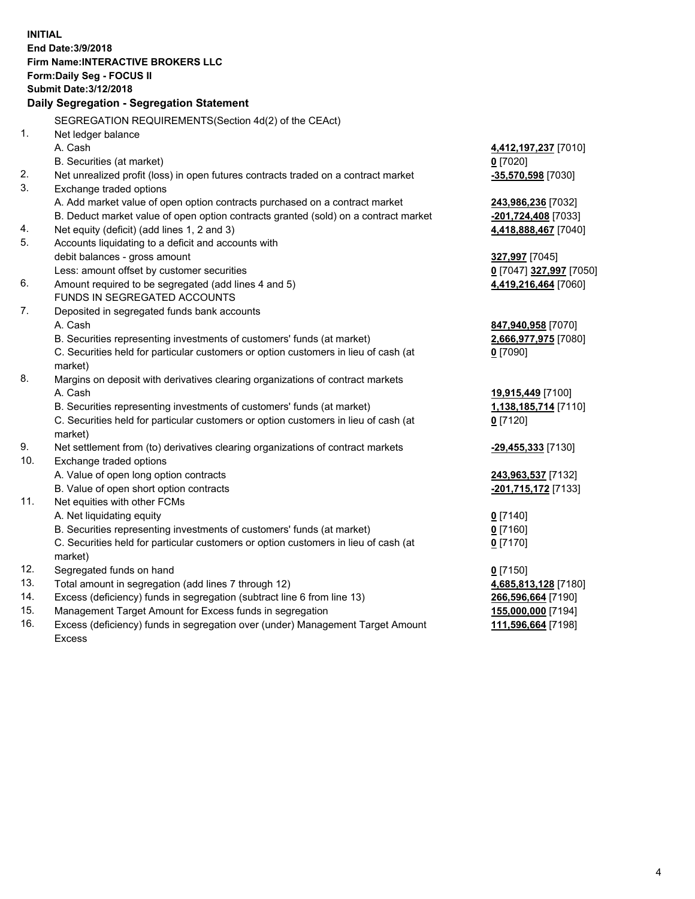**INITIAL**
**End Date:3/9/2018**
**Firm Name:INTERACTIVE BROKERS LLC**
**Form:Daily Seg - FOCUS II**
**Submit Date:3/12/2018**

**Daily Segregation - Segregation Statement**

SEGREGATION REQUIREMENTS(Section 4d(2) of the CEAct)

| | | |
|---|---|---|
| 1. | Net ledger balance | |
| | A. Cash | **4,412,197,237** [7010] |
| | B. Securities (at market) | **0** [7020] |
| 2. | Net unrealized profit (loss) in open futures contracts traded on a contract market | **-35,570,598** [7030] |
| 3. | Exchange traded options | |
| | A. Add market value of open option contracts purchased on a contract market | **243,986,236** [7032] |
| | B. Deduct market value of open option contracts granted (sold) on a contract market | **-201,724,408** [7033] |
| 4. | Net equity (deficit) (add lines 1, 2 and 3) | **4,418,888,467** [7040] |
| 5. | Accounts liquidating to a deficit and accounts with debit balances - gross amount | **327,997** [7045] |
| | Less: amount offset by customer securities | **0** [7047] **327,997** [7050] |
| 6. | Amount required to be segregated (add lines 4 and 5) | **4,419,216,464** [7060] |
| | FUNDS IN SEGREGATED ACCOUNTS | |
| 7. | Deposited in segregated funds bank accounts | |
| | A. Cash | **847,940,958** [7070] |
| | B. Securities representing investments of customers' funds (at market) | **2,666,977,975** [7080] |
| | C. Securities held for particular customers or option customers in lieu of cash (at market) | **0** [7090] |
| 8. | Margins on deposit with derivatives clearing organizations of contract markets | |
| | A. Cash | **19,915,449** [7100] |
| | B. Securities representing investments of customers' funds (at market) | **1,138,185,714** [7110] |
| | C. Securities held for particular customers or option customers in lieu of cash (at market) | **0** [7120] |
| 9. | Net settlement from (to) derivatives clearing organizations of contract markets | **-29,455,333** [7130] |
| 10. | Exchange traded options | |
| | A. Value of open long option contracts | **243,963,537** [7132] |
| | B. Value of open short option contracts | **-201,715,172** [7133] |
| 11. | Net equities with other FCMs | |
| | A. Net liquidating equity | **0** [7140] |
| | B. Securities representing investments of customers' funds (at market) | **0** [7160] |
| | C. Securities held for particular customers or option customers in lieu of cash (at market) | **0** [7170] |
| 12. | Segregated funds on hand | **0** [7150] |
| 13. | Total amount in segregation (add lines 7 through 12) | **4,685,813,128** [7180] |
| 14. | Excess (deficiency) funds in segregation (subtract line 6 from line 13) | **266,596,664** [7190] |
| 15. | Management Target Amount for Excess funds in segregation | **155,000,000** [7194] |
| 16. | Excess (deficiency) funds in segregation over (under) Management Target Amount Excess | **111,596,664** [7198] |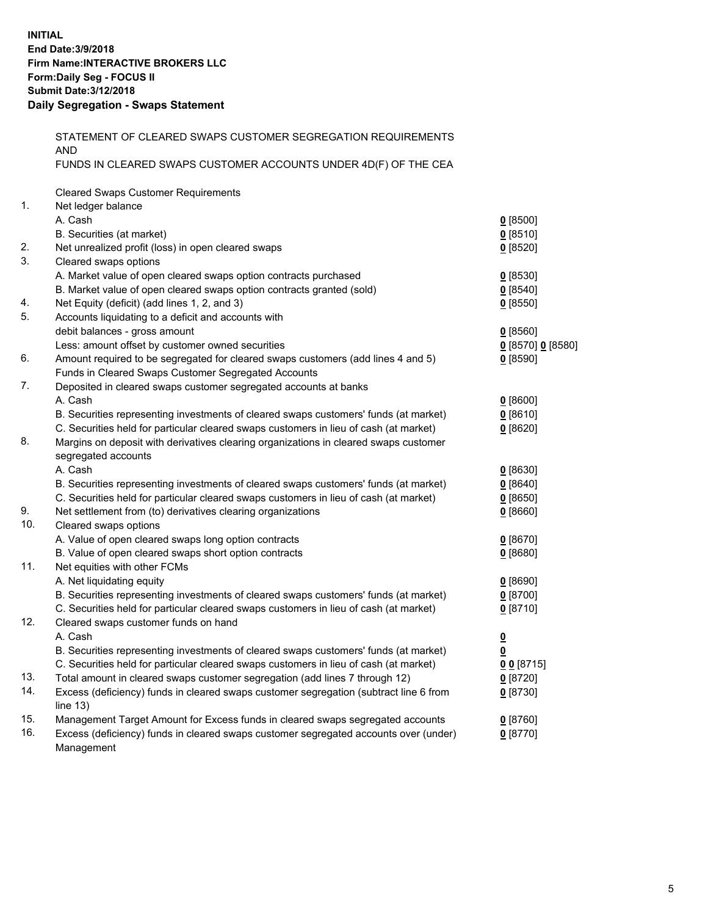**INITIAL**
**End Date:3/9/2018**
**Firm Name:INTERACTIVE BROKERS LLC**
**Form:Daily Seg - FOCUS II**
**Submit Date:3/12/2018**
**Daily Segregation - Swaps Statement**

STATEMENT OF CLEARED SWAPS CUSTOMER SEGREGATION REQUIREMENTS AND FUNDS IN CLEARED SWAPS CUSTOMER ACCOUNTS UNDER 4D(F) OF THE CEA

| | | |
|---|---|---|
| | Cleared Swaps Customer Requirements | |
| 1. | Net ledger balance | |
| | A. Cash | 0 [8500] |
| | B. Securities (at market) | 0 [8510] |
| 2. | Net unrealized profit (loss) in open cleared swaps | 0 [8520] |
| 3. | Cleared swaps options | |
| | A. Market value of open cleared swaps option contracts purchased | 0 [8530] |
| | B. Market value of open cleared swaps option contracts granted (sold) | 0 [8540] |
| 4. | Net Equity (deficit) (add lines 1, 2, and 3) | 0 [8550] |
| 5. | Accounts liquidating to a deficit and accounts with debit balances - gross amount | 0 [8560] |
| | Less: amount offset by customer owned securities | 0 [8570] 0 [8580] |
| 6. | Amount required to be segregated for cleared swaps customers (add lines 4 and 5) | 0 [8590] |
| | Funds in Cleared Swaps Customer Segregated Accounts | |
| 7. | Deposited in cleared swaps customer segregated accounts at banks | |
| | A. Cash | 0 [8600] |
| | B. Securities representing investments of cleared swaps customers' funds (at market) | 0 [8610] |
| | C. Securities held for particular cleared swaps customers in lieu of cash (at market) | 0 [8620] |
| 8. | Margins on deposit with derivatives clearing organizations in cleared swaps customer segregated accounts | |
| | A. Cash | 0 [8630] |
| | B. Securities representing investments of cleared swaps customers' funds (at market) | 0 [8640] |
| | C. Securities held for particular cleared swaps customers in lieu of cash (at market) | 0 [8650] |
| 9. | Net settlement from (to) derivatives clearing organizations | 0 [8660] |
| 10. | Cleared swaps options | |
| | A. Value of open cleared swaps long option contracts | 0 [8670] |
| | B. Value of open cleared swaps short option contracts | 0 [8680] |
| 11. | Net equities with other FCMs | |
| | A. Net liquidating equity | 0 [8690] |
| | B. Securities representing investments of cleared swaps customers' funds (at market) | 0 [8700] |
| | C. Securities held for particular cleared swaps customers in lieu of cash (at market) | 0 [8710] |
| 12. | Cleared swaps customer funds on hand | |
| | A. Cash | 0 |
| | B. Securities representing investments of cleared swaps customers' funds (at market) | 0 |
| | C. Securities held for particular cleared swaps customers in lieu of cash (at market) | 0 0 [8715] |
| 13. | Total amount in cleared swaps customer segregation (add lines 7 through 12) | 0 [8720] |
| 14. | Excess (deficiency) funds in cleared swaps customer segregation (subtract line 6 from line 13) | 0 [8730] |
| 15. | Management Target Amount for Excess funds in cleared swaps segregated accounts | 0 [8760] |
| 16. | Excess (deficiency) funds in cleared swaps customer segregated accounts over (under) Management | 0 [8770] |